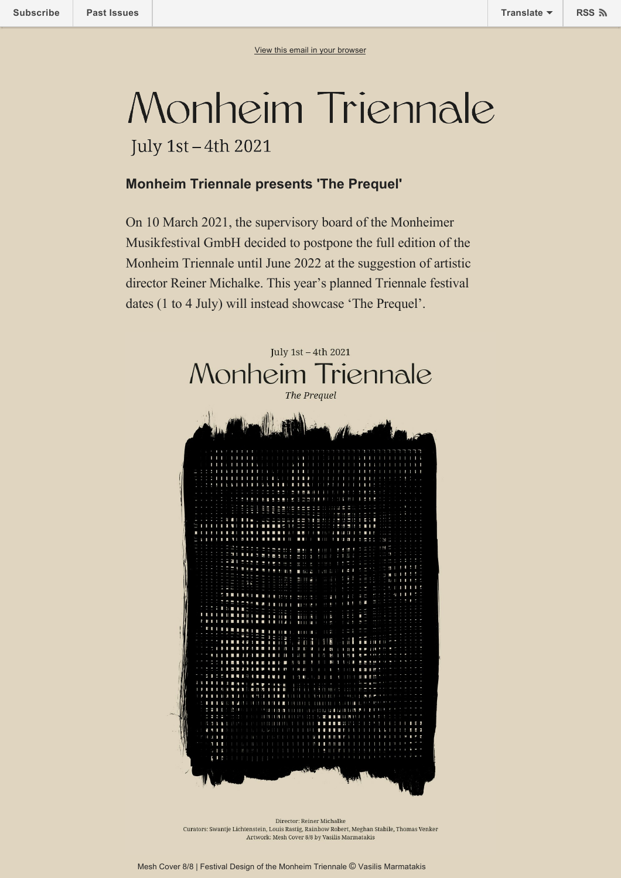Subscribe | Past Issues | Translate | RSS

View this email in your browser

# Monheim Triennale

July 1st – 4th 2021

### Monheim Triennale presents 'The Prequel'

On 10 March 2021, the supervisory board of the Monheimer Musikfestival GmbH decided to postpone the full edition of the Monheim Triennale until June 2022 at the suggestion of artistic director Reiner Michalke. This year's planned Triennale festival dates (1 to 4 July) will instead showcase 'The Prequel'.

July 1st – 4th 2021

Monheim Triennale

*The Prequel*

Director: Reiner Michalke
Curators: Swantje Lichtenstein, Louis Rastig, Rainbow Robert, Meghan Stabile, Thomas Venker
Artwork: Mesh Cover 8/8 by Vasilis Marmatakis

Mesh Cover 8/8 | Festival Design of the Monheim Triennale © Vasilis Marmatakis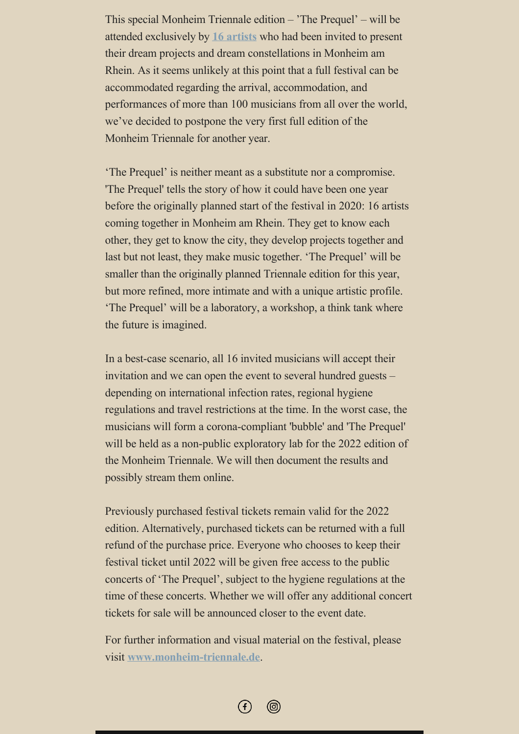This special Monheim Triennale edition – 'The Prequel' – will be attended exclusively by **16 artists** who had been invited to present their dream projects and dream constellations in Monheim am Rhein. As it seems unlikely at this point that a full festival can be accommodated regarding the arrival, accommodation, and performances of more than 100 musicians from all over the world, we've decided to postpone the very first full edition of the Monheim Triennale for another year.

'The Prequel' is neither meant as a substitute nor a compromise. 'The Prequel' tells the story of how it could have been one year before the originally planned start of the festival in 2020: 16 artists coming together in Monheim am Rhein. They get to know each other, they get to know the city, they develop projects together and last but not least, they make music together. 'The Prequel' will be smaller than the originally planned Triennale edition for this year, but more refined, more intimate and with a unique artistic profile. 'The Prequel' will be a laboratory, a workshop, a think tank where the future is imagined.

In a best-case scenario, all 16 invited musicians will accept their invitation and we can open the event to several hundred guests – depending on international infection rates, regional hygiene regulations and travel restrictions at the time. In the worst case, the musicians will form a corona-compliant 'bubble' and 'The Prequel' will be held as a non-public exploratory lab for the 2022 edition of the Monheim Triennale. We will then document the results and possibly stream them online.

Previously purchased festival tickets remain valid for the 2022 edition. Alternatively, purchased tickets can be returned with a full refund of the purchase price. Everyone who chooses to keep their festival ticket until 2022 will be given free access to the public concerts of 'The Prequel', subject to the hygiene regulations at the time of these concerts. Whether we will offer any additional concert tickets for sale will be announced closer to the event date.

For further information and visual material on the festival, please visit **www.monheim-triennale.de**.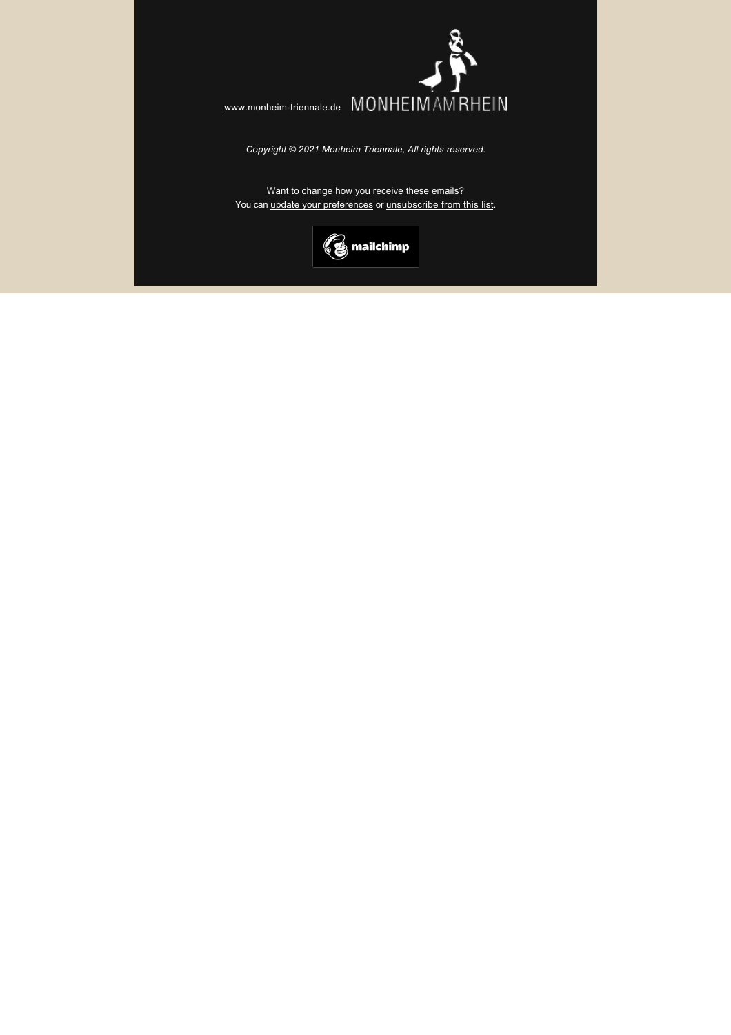www.monheim-triennale.de MONHEIM AM RHEIN

*Copyright © 2021 Monheim Triennale, All rights reserved.*

Want to change how you receive these emails?
You can update your preferences or unsubscribe from this list.

mailchimp